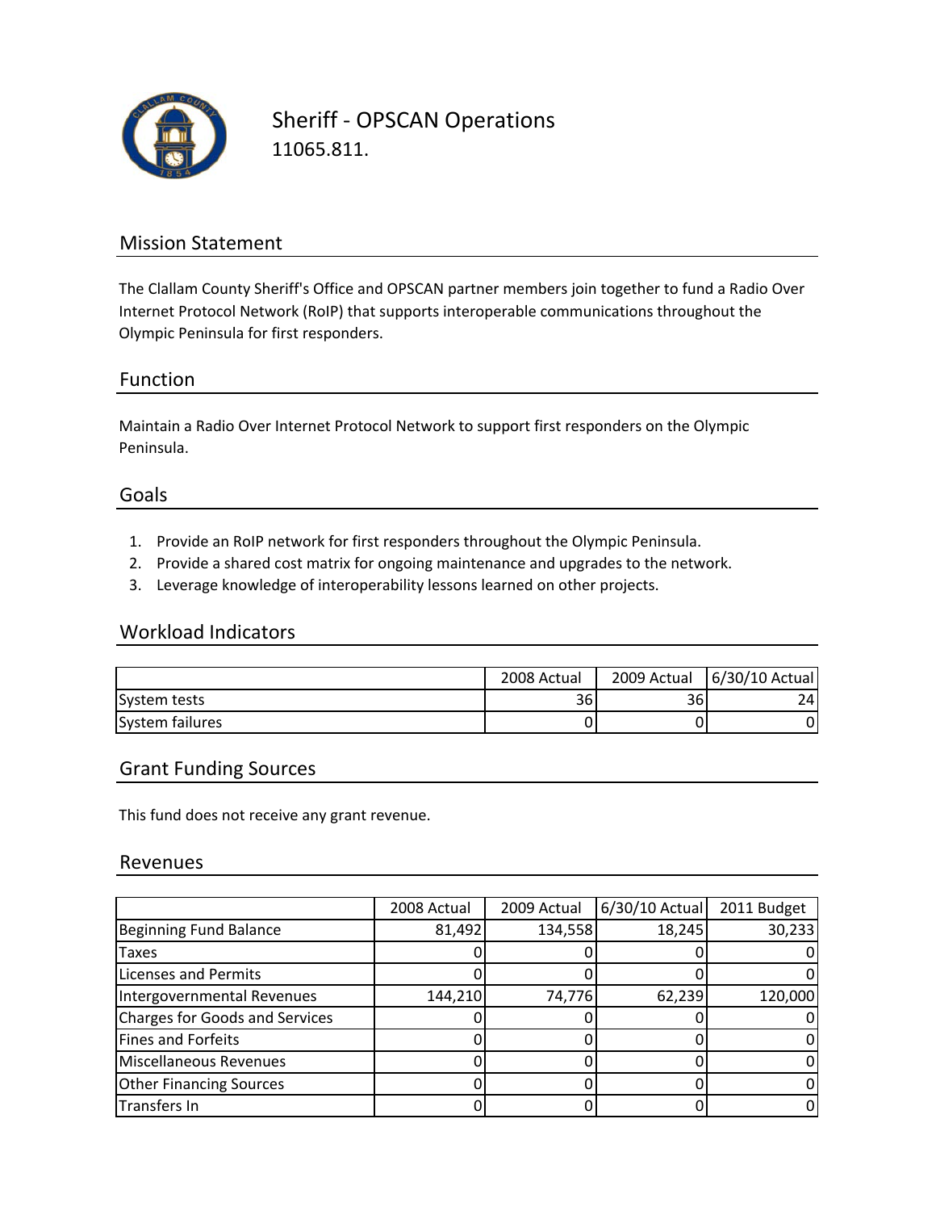# Sheriff - OPSCAN Operations

11065.811.

## Mission Statement

The Clallam County Sheriff's Office and OPSCAN partner members join together to fund a Radio Over Internet Protocol Network (RoIP) that supports interoperable communications throughout the Olympic Peninsula for first responders.

## Function

Maintain a Radio Over Internet Protocol Network to support first responders on the Olympic Peninsula.

## Goals

1. Provide an RoIP network for first responders throughout the Olympic Peninsula.
2. Provide a shared cost matrix for ongoing maintenance and upgrades to the network.
3. Leverage knowledge of interoperability lessons learned on other projects.

## Workload Indicators

| | 2008 Actual | 2009 Actual | 6/30/10 Actual |
|---|---|---|---|
| System tests | 36 | 36 | 24 |
| System failures | 0 | 0 | 0 |

## Grant Funding Sources

This fund does not receive any grant revenue.

## Revenues

| | 2008 Actual | 2009 Actual | 6/30/10 Actual | 2011 Budget |
|---|---|---|---|---|
| Beginning Fund Balance | 81,492 | 134,558 | 18,245 | 30,233 |
| Taxes | 0 | 0 | 0 | 0 |
| Licenses and Permits | 0 | 0 | 0 | 0 |
| Intergovernmental Revenues | 144,210 | 74,776 | 62,239 | 120,000 |
| Charges for Goods and Services | 0 | 0 | 0 | 0 |
| Fines and Forfeits | 0 | 0 | 0 | 0 |
| Miscellaneous Revenues | 0 | 0 | 0 | 0 |
| Other Financing Sources | 0 | 0 | 0 | 0 |
| Transfers In | 0 | 0 | 0 | 0 |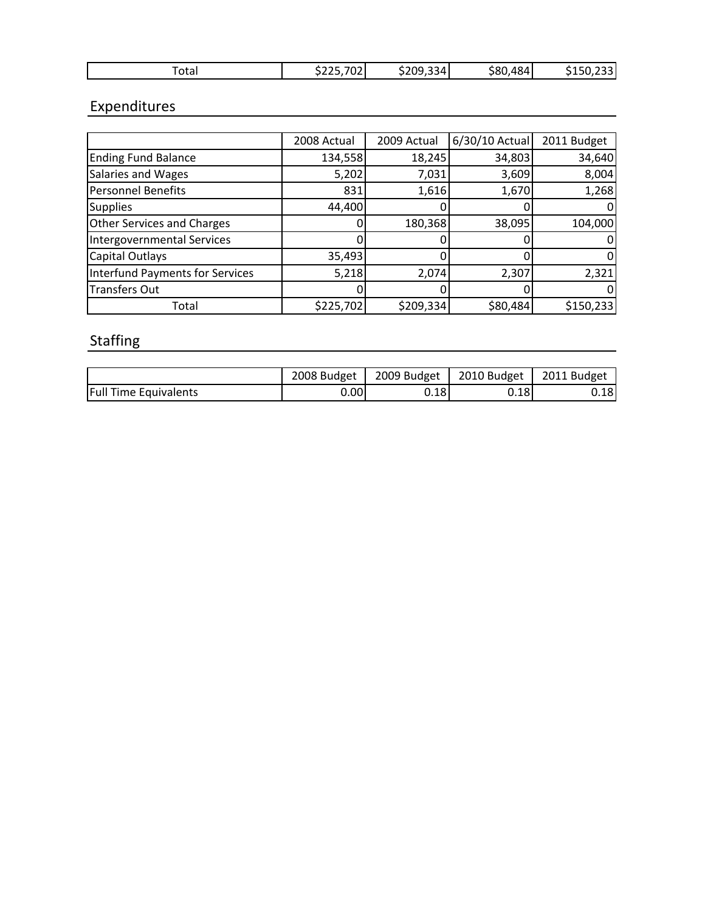| | | | | |
|---|---|---|---|---|
| Total | $225,702 | $209,334 | $80,484 | $150,233 |

## Expenditures

| | 2008 Actual | 2009 Actual | 6/30/10 Actual | 2011 Budget |
|---|---|---|---|---|
| Ending Fund Balance | 134,558 | 18,245 | 34,803 | 34,640 |
| Salaries and Wages | 5,202 | 7,031 | 3,609 | 8,004 |
| Personnel Benefits | 831 | 1,616 | 1,670 | 1,268 |
| Supplies | 44,400 | 0 | 0 | 0 |
| Other Services and Charges | 0 | 180,368 | 38,095 | 104,000 |
| Intergovernmental Services | 0 | 0 | 0 | 0 |
| Capital Outlays | 35,493 | 0 | 0 | 0 |
| Interfund Payments for Services | 5,218 | 2,074 | 2,307 | 2,321 |
| Transfers Out | 0 | 0 | 0 | 0 |
| Total | $225,702 | $209,334 | $80,484 | $150,233 |

## Staffing

| | 2008 Budget | 2009 Budget | 2010 Budget | 2011 Budget |
|---|---|---|---|---|
| Full Time Equivalents | 0.00 | 0.18 | 0.18 | 0.18 |